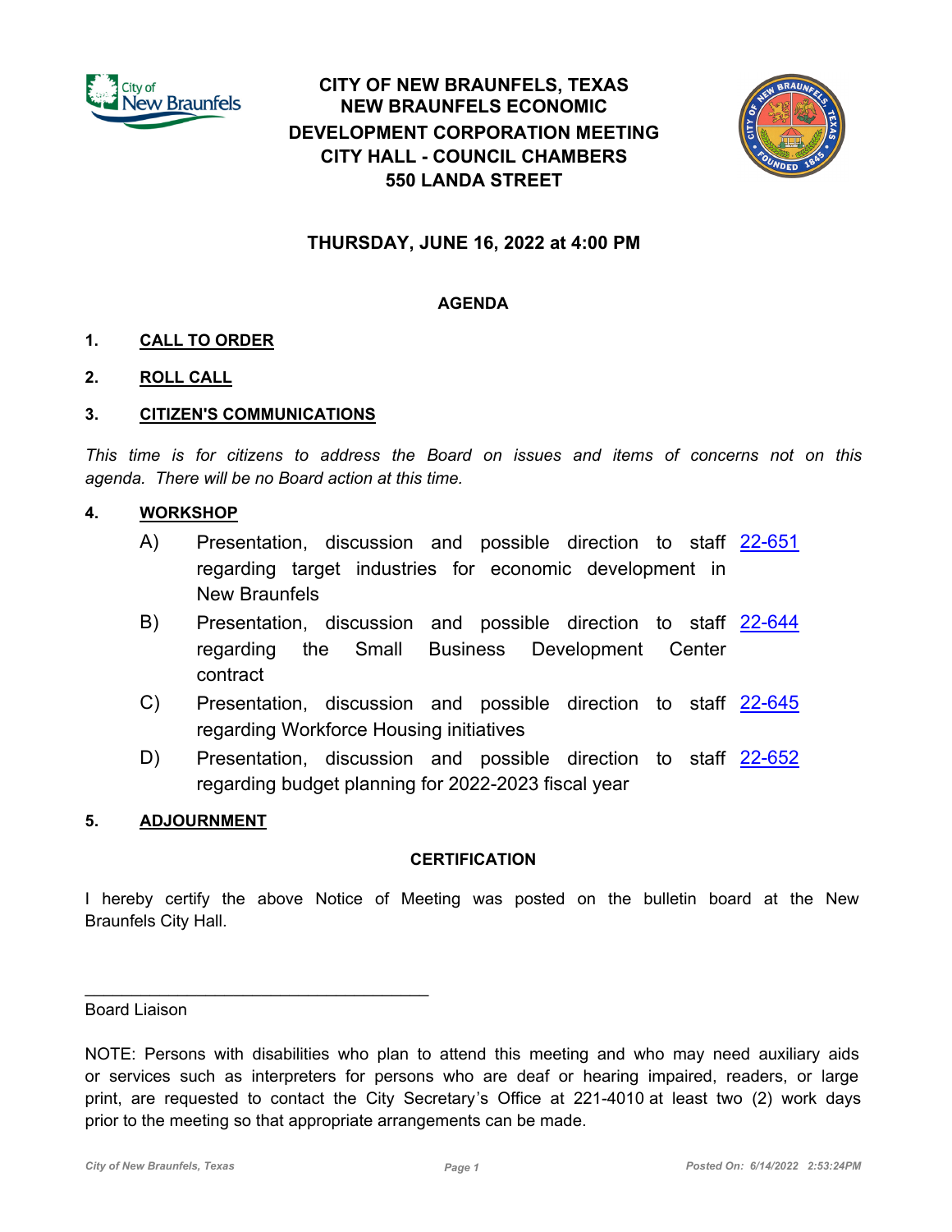# CITY OF NEW BRAUNFELS, TEXAS
# NEW BRAUNFELS ECONOMIC DEVELOPMENT CORPORATION MEETING
# CITY HALL - COUNCIL CHAMBERS
# 550 LANDA STREET

## THURSDAY, JUNE 16, 2022 at 4:00 PM

### AGENDA

**1. CALL TO ORDER**

**2. ROLL CALL**

**3. CITIZEN'S COMMUNICATIONS**

*This time is for citizens to address the Board on issues and items of concerns not on this agenda. There will be no Board action at this time.*

**4. WORKSHOP**

A) Presentation, discussion and possible direction to staff regarding target industries for economic development in New Braunfels — 22-651

B) Presentation, discussion and possible direction to staff regarding the Small Business Development Center contract — 22-644

C) Presentation, discussion and possible direction to staff regarding Workforce Housing initiatives — 22-645

D) Presentation, discussion and possible direction to staff regarding budget planning for 2022-2023 fiscal year — 22-652

**5. ADJOURNMENT**

### CERTIFICATION

I hereby certify the above Notice of Meeting was posted on the bulletin board at the New Braunfels City Hall.

_____________________________________

Board Liaison

NOTE: Persons with disabilities who plan to attend this meeting and who may need auxiliary aids or services such as interpreters for persons who are deaf or hearing impaired, readers, or large print, are requested to contact the City Secretary's Office at 221-4010 at least two (2) work days prior to the meeting so that appropriate arrangements can be made.

*Posted On: 6/14/2022 2:53:24PM*